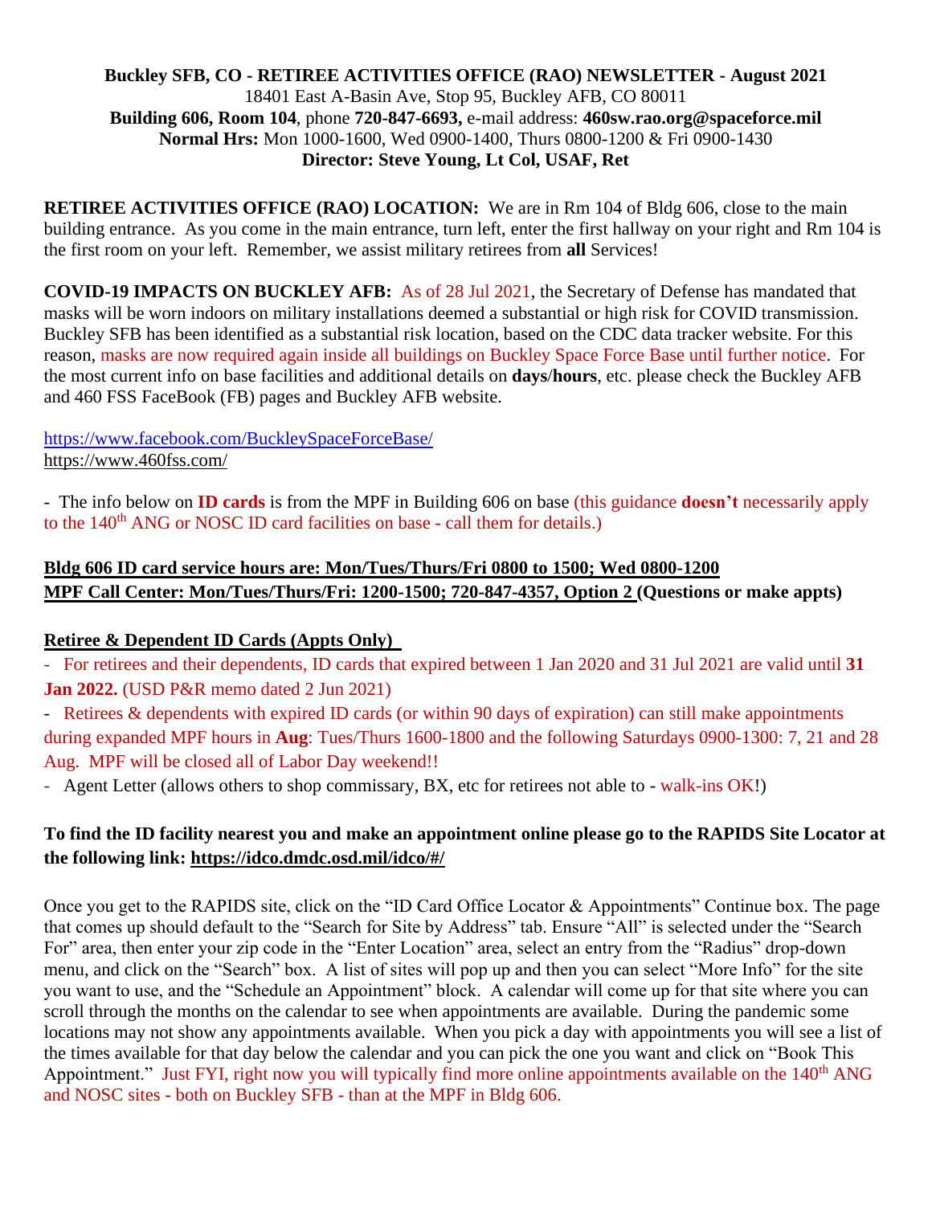**Buckley SFB, CO - RETIREE ACTIVITIES OFFICE (RAO) NEWSLETTER - August 2021**
18401 East A-Basin Ave, Stop 95, Buckley AFB, CO 80011
**Building 606, Room 104**, phone **720-847-6693,** e-mail address: **460sw.rao.org@spaceforce.mil**
**Normal Hrs:** Mon 1000-1600, Wed 0900-1400, Thurs 0800-1200 & Fri 0900-1430
**Director: Steve Young, Lt Col, USAF, Ret**

**RETIREE ACTIVITIES OFFICE (RAO) LOCATION:** We are in Rm 104 of Bldg 606, close to the main building entrance. As you come in the main entrance, turn left, enter the first hallway on your right and Rm 104 is the first room on your left. Remember, we assist military retirees from **all** Services!

**COVID-19 IMPACTS ON BUCKLEY AFB:** As of 28 Jul 2021, the Secretary of Defense has mandated that masks will be worn indoors on military installations deemed a substantial or high risk for COVID transmission. Buckley SFB has been identified as a substantial risk location, based on the CDC data tracker website. For this reason, masks are now required again inside all buildings on Buckley Space Force Base until further notice. For the most current info on base facilities and additional details on **days**/**hours**, etc. please check the Buckley AFB and 460 FSS FaceBook (FB) pages and Buckley AFB website.

https://www.facebook.com/BuckleySpaceForceBase/
https://www.460fss.com/

- The info below on **ID cards** is from the MPF in Building 606 on base (this guidance **doesn't** necessarily apply to the 140th ANG or NOSC ID card facilities on base - call them for details.)

**Bldg 606 ID card service hours are: Mon/Tues/Thurs/Fri 0800 to 1500; Wed 0800-1200**
**MPF Call Center: Mon/Tues/Thurs/Fri: 1200-1500; 720-847-4357, Option 2 (Questions or make appts)**

**Retiree & Dependent ID Cards (Appts Only)**

- For retirees and their dependents, ID cards that expired between 1 Jan 2020 and 31 Jul 2021 are valid until **31 Jan 2022.** (USD P&R memo dated 2 Jun 2021)
- Retirees & dependents with expired ID cards (or within 90 days of expiration) can still make appointments during expanded MPF hours in **Aug**: Tues/Thurs 1600-1800 and the following Saturdays 0900-1300: 7, 21 and 28 Aug. MPF will be closed all of Labor Day weekend!!
- Agent Letter (allows others to shop commissary, BX, etc for retirees not able to - walk-ins OK!)

**To find the ID facility nearest you and make an appointment online please go to the RAPIDS Site Locator at the following link: https://idco.dmdc.osd.mil/idco/#/**

Once you get to the RAPIDS site, click on the "ID Card Office Locator & Appointments" Continue box. The page that comes up should default to the "Search for Site by Address" tab. Ensure "All" is selected under the "Search For" area, then enter your zip code in the "Enter Location" area, select an entry from the "Radius" drop-down menu, and click on the "Search" box. A list of sites will pop up and then you can select "More Info" for the site you want to use, and the "Schedule an Appointment" block. A calendar will come up for that site where you can scroll through the months on the calendar to see when appointments are available. During the pandemic some locations may not show any appointments available. When you pick a day with appointments you will see a list of the times available for that day below the calendar and you can pick the one you want and click on "Book This Appointment." Just FYI, right now you will typically find more online appointments available on the 140th ANG and NOSC sites - both on Buckley SFB - than at the MPF in Bldg 606.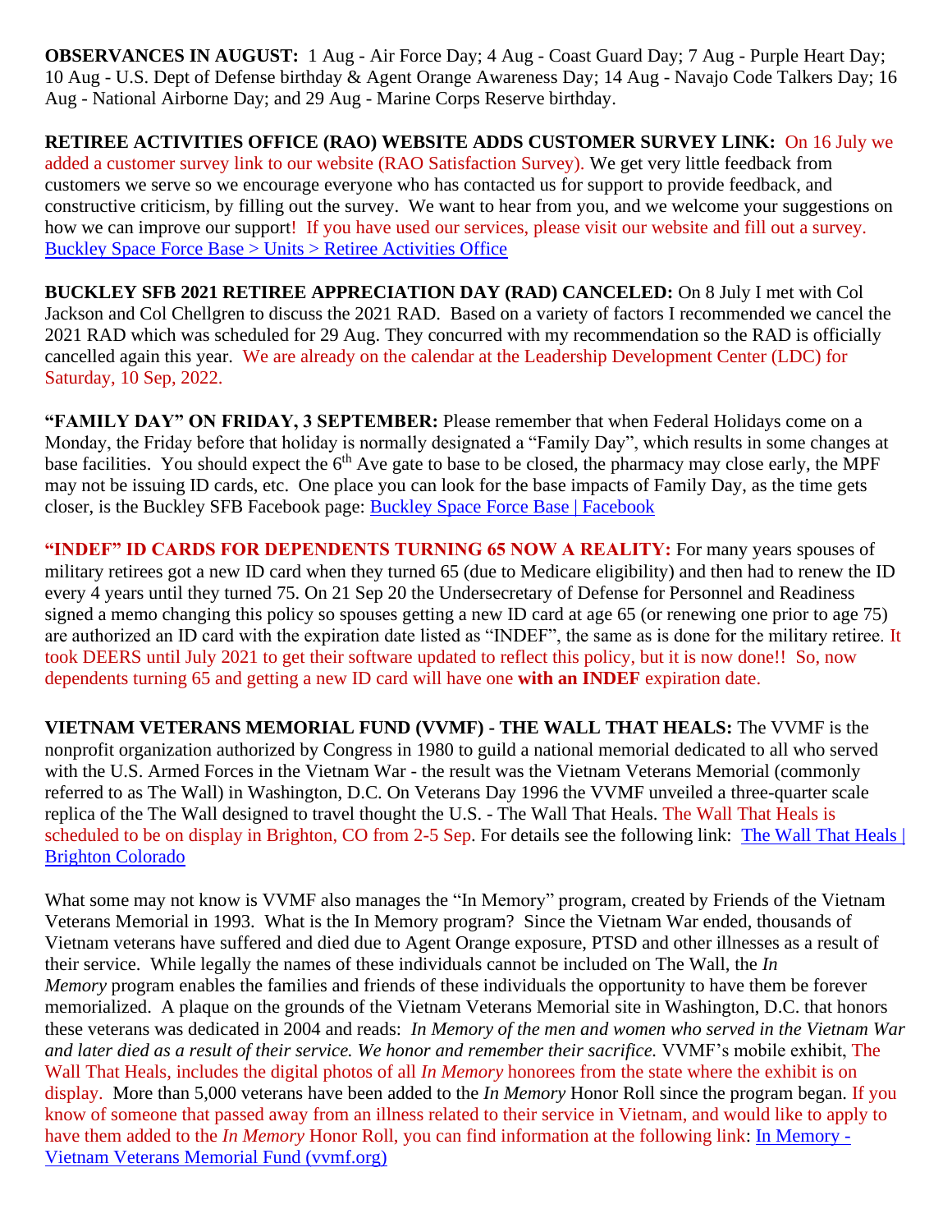**OBSERVANCES IN AUGUST:** 1 Aug - Air Force Day; 4 Aug - Coast Guard Day; 7 Aug - Purple Heart Day; 10 Aug - U.S. Dept of Defense birthday & Agent Orange Awareness Day; 14 Aug - Navajo Code Talkers Day; 16 Aug - National Airborne Day; and 29 Aug - Marine Corps Reserve birthday.

**RETIREE ACTIVITIES OFFICE (RAO) WEBSITE ADDS CUSTOMER SURVEY LINK:** On 16 July we added a customer survey link to our website (RAO Satisfaction Survey). We get very little feedback from customers we serve so we encourage everyone who has contacted us for support to provide feedback, and constructive criticism, by filling out the survey. We want to hear from you, and we welcome your suggestions on how we can improve our support! If you have used our services, please visit our website and fill out a survey. Buckley Space Force Base > Units > Retiree Activities Office

**BUCKLEY SFB 2021 RETIREE APPRECIATION DAY (RAD) CANCELED:** On 8 July I met with Col Jackson and Col Chellgren to discuss the 2021 RAD. Based on a variety of factors I recommended we cancel the 2021 RAD which was scheduled for 29 Aug. They concurred with my recommendation so the RAD is officially cancelled again this year. We are already on the calendar at the Leadership Development Center (LDC) for Saturday, 10 Sep, 2022.

**"FAMILY DAY" ON FRIDAY, 3 SEPTEMBER:** Please remember that when Federal Holidays come on a Monday, the Friday before that holiday is normally designated a "Family Day", which results in some changes at base facilities. You should expect the 6th Ave gate to base to be closed, the pharmacy may close early, the MPF may not be issuing ID cards, etc. One place you can look for the base impacts of Family Day, as the time gets closer, is the Buckley SFB Facebook page: Buckley Space Force Base | Facebook

**"INDEF" ID CARDS FOR DEPENDENTS TURNING 65 NOW A REALITY:** For many years spouses of military retirees got a new ID card when they turned 65 (due to Medicare eligibility) and then had to renew the ID every 4 years until they turned 75. On 21 Sep 20 the Undersecretary of Defense for Personnel and Readiness signed a memo changing this policy so spouses getting a new ID card at age 65 (or renewing one prior to age 75) are authorized an ID card with the expiration date listed as "INDEF", the same as is done for the military retiree. It took DEERS until July 2021 to get their software updated to reflect this policy, but it is now done!! So, now dependents turning 65 and getting a new ID card will have one **with an INDEF** expiration date.

**VIETNAM VETERANS MEMORIAL FUND (VVMF) - THE WALL THAT HEALS:** The VVMF is the nonprofit organization authorized by Congress in 1980 to guild a national memorial dedicated to all who served with the U.S. Armed Forces in the Vietnam War - the result was the Vietnam Veterans Memorial (commonly referred to as The Wall) in Washington, D.C. On Veterans Day 1996 the VVMF unveiled a three-quarter scale replica of the The Wall designed to travel thought the U.S. - The Wall That Heals. The Wall That Heals is scheduled to be on display in Brighton, CO from 2-5 Sep. For details see the following link: The Wall That Heals | Brighton Colorado

What some may not know is VVMF also manages the "In Memory" program, created by Friends of the Vietnam Veterans Memorial in 1993. What is the In Memory program? Since the Vietnam War ended, thousands of Vietnam veterans have suffered and died due to Agent Orange exposure, PTSD and other illnesses as a result of their service. While legally the names of these individuals cannot be included on The Wall, the *In Memory* program enables the families and friends of these individuals the opportunity to have them be forever memorialized. A plaque on the grounds of the Vietnam Veterans Memorial site in Washington, D.C. that honors these veterans was dedicated in 2004 and reads: *In Memory of the men and women who served in the Vietnam War and later died as a result of their service. We honor and remember their sacrifice.* VVMF's mobile exhibit, The Wall That Heals, includes the digital photos of all *In Memory* honorees from the state where the exhibit is on display. More than 5,000 veterans have been added to the *In Memory* Honor Roll since the program began. If you know of someone that passed away from an illness related to their service in Vietnam, and would like to apply to have them added to the *In Memory* Honor Roll, you can find information at the following link: In Memory - Vietnam Veterans Memorial Fund (vvmf.org)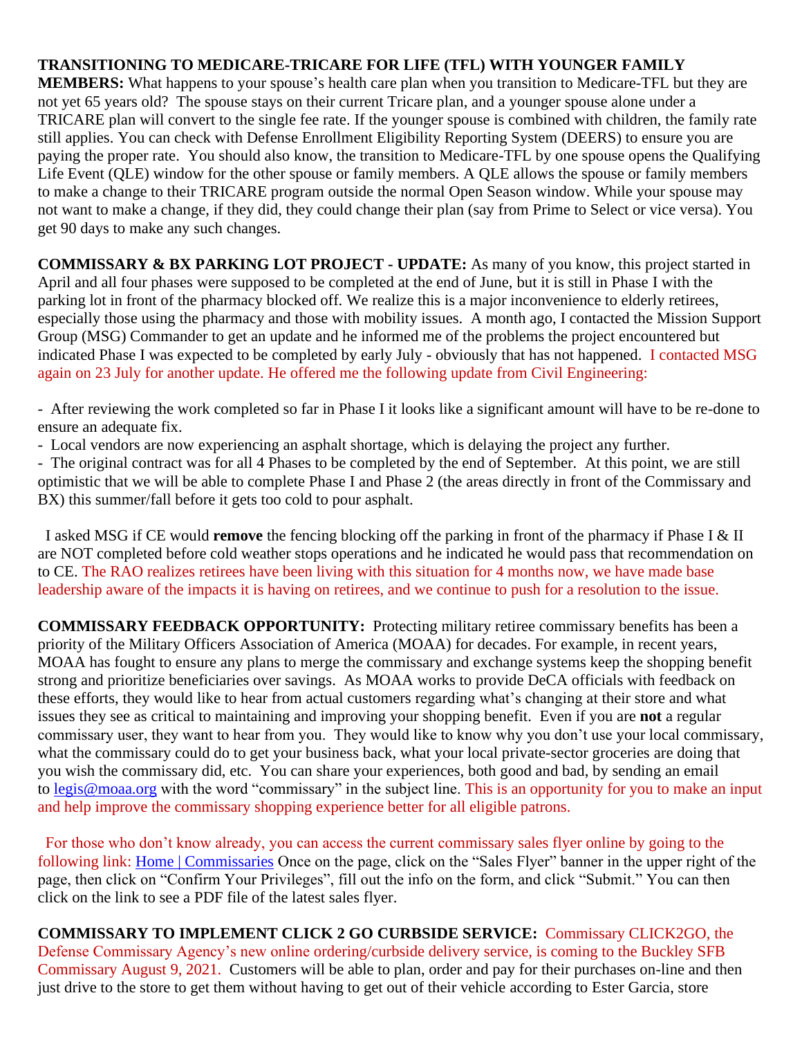**TRANSITIONING TO MEDICARE-TRICARE FOR LIFE (TFL) WITH YOUNGER FAMILY MEMBERS:** What happens to your spouse's health care plan when you transition to Medicare-TFL but they are not yet 65 years old? The spouse stays on their current Tricare plan, and a younger spouse alone under a TRICARE plan will convert to the single fee rate. If the younger spouse is combined with children, the family rate still applies. You can check with Defense Enrollment Eligibility Reporting System (DEERS) to ensure you are paying the proper rate. You should also know, the transition to Medicare-TFL by one spouse opens the Qualifying Life Event (QLE) window for the other spouse or family members. A QLE allows the spouse or family members to make a change to their TRICARE program outside the normal Open Season window. While your spouse may not want to make a change, if they did, they could change their plan (say from Prime to Select or vice versa). You get 90 days to make any such changes.

**COMMISSARY & BX PARKING LOT PROJECT - UPDATE:** As many of you know, this project started in April and all four phases were supposed to be completed at the end of June, but it is still in Phase I with the parking lot in front of the pharmacy blocked off. We realize this is a major inconvenience to elderly retirees, especially those using the pharmacy and those with mobility issues. A month ago, I contacted the Mission Support Group (MSG) Commander to get an update and he informed me of the problems the project encountered but indicated Phase I was expected to be completed by early July - obviously that has not happened. I contacted MSG again on 23 July for another update. He offered me the following update from Civil Engineering:

- After reviewing the work completed so far in Phase I it looks like a significant amount will have to be re-done to ensure an adequate fix.
- Local vendors are now experiencing an asphalt shortage, which is delaying the project any further.
- The original contract was for all 4 Phases to be completed by the end of September. At this point, we are still optimistic that we will be able to complete Phase I and Phase 2 (the areas directly in front of the Commissary and BX) this summer/fall before it gets too cold to pour asphalt.

I asked MSG if CE would **remove** the fencing blocking off the parking in front of the pharmacy if Phase I & II are NOT completed before cold weather stops operations and he indicated he would pass that recommendation on to CE. The RAO realizes retirees have been living with this situation for 4 months now, we have made base leadership aware of the impacts it is having on retirees, and we continue to push for a resolution to the issue.

**COMMISSARY FEEDBACK OPPORTUNITY:** Protecting military retiree commissary benefits has been a priority of the Military Officers Association of America (MOAA) for decades. For example, in recent years, MOAA has fought to ensure any plans to merge the commissary and exchange systems keep the shopping benefit strong and prioritize beneficiaries over savings. As MOAA works to provide DeCA officials with feedback on these efforts, they would like to hear from actual customers regarding what's changing at their store and what issues they see as critical to maintaining and improving your shopping benefit. Even if you are **not** a regular commissary user, they want to hear from you. They would like to know why you don't use your local commissary, what the commissary could do to get your business back, what your local private-sector groceries are doing that you wish the commissary did, etc. You can share your experiences, both good and bad, by sending an email to legis@moaa.org with the word "commissary" in the subject line. This is an opportunity for you to make an input and help improve the commissary shopping experience better for all eligible patrons.

For those who don't know already, you can access the current commissary sales flyer online by going to the following link: [Home | Commissaries] Once on the page, click on the "Sales Flyer" banner in the upper right of the page, then click on "Confirm Your Privileges", fill out the info on the form, and click "Submit." You can then click on the link to see a PDF file of the latest sales flyer.

**COMMISSARY TO IMPLEMENT CLICK 2 GO CURBSIDE SERVICE:** Commissary CLICK2GO, the Defense Commissary Agency's new online ordering/curbside delivery service, is coming to the Buckley SFB Commissary August 9, 2021. Customers will be able to plan, order and pay for their purchases on-line and then just drive to the store to get them without having to get out of their vehicle according to Ester Garcia, store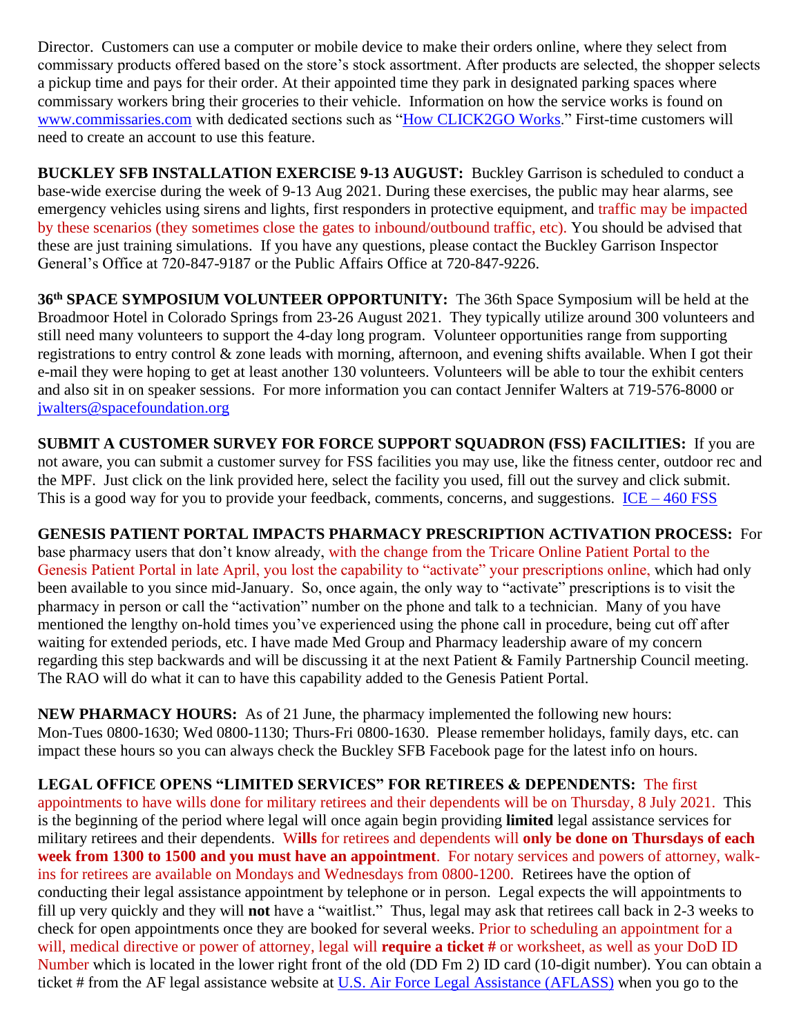Director. Customers can use a computer or mobile device to make their orders online, where they select from commissary products offered based on the store's stock assortment. After products are selected, the shopper selects a pickup time and pays for their order. At their appointed time they park in designated parking spaces where commissary workers bring their groceries to their vehicle. Information on how the service works is found on www.commissaries.com with dedicated sections such as "How CLICK2GO Works." First-time customers will need to create an account to use this feature.

**BUCKLEY SFB INSTALLATION EXERCISE 9-13 AUGUST:** Buckley Garrison is scheduled to conduct a base-wide exercise during the week of 9-13 Aug 2021. During these exercises, the public may hear alarms, see emergency vehicles using sirens and lights, first responders in protective equipment, and traffic may be impacted by these scenarios (they sometimes close the gates to inbound/outbound traffic, etc). You should be advised that these are just training simulations. If you have any questions, please contact the Buckley Garrison Inspector General's Office at 720-847-9187 or the Public Affairs Office at 720-847-9226.

**36th SPACE SYMPOSIUM VOLUNTEER OPPORTUNITY:** The 36th Space Symposium will be held at the Broadmoor Hotel in Colorado Springs from 23-26 August 2021. They typically utilize around 300 volunteers and still need many volunteers to support the 4-day long program. Volunteer opportunities range from supporting registrations to entry control & zone leads with morning, afternoon, and evening shifts available. When I got their e-mail they were hoping to get at least another 130 volunteers. Volunteers will be able to tour the exhibit centers and also sit in on speaker sessions. For more information you can contact Jennifer Walters at 719-576-8000 or jwalters@spacefoundation.org

**SUBMIT A CUSTOMER SURVEY FOR FORCE SUPPORT SQUADRON (FSS) FACILITIES:** If you are not aware, you can submit a customer survey for FSS facilities you may use, like the fitness center, outdoor rec and the MPF. Just click on the link provided here, select the facility you used, fill out the survey and click submit. This is a good way for you to provide your feedback, comments, concerns, and suggestions. ICE – 460 FSS

**GENESIS PATIENT PORTAL IMPACTS PHARMACY PRESCRIPTION ACTIVATION PROCESS:** For base pharmacy users that don't know already, with the change from the Tricare Online Patient Portal to the Genesis Patient Portal in late April, you lost the capability to "activate" your prescriptions online, which had only been available to you since mid-January. So, once again, the only way to "activate" prescriptions is to visit the pharmacy in person or call the "activation" number on the phone and talk to a technician. Many of you have mentioned the lengthy on-hold times you've experienced using the phone call in procedure, being cut off after waiting for extended periods, etc. I have made Med Group and Pharmacy leadership aware of my concern regarding this step backwards and will be discussing it at the next Patient & Family Partnership Council meeting. The RAO will do what it can to have this capability added to the Genesis Patient Portal.

**NEW PHARMACY HOURS:** As of 21 June, the pharmacy implemented the following new hours: Mon-Tues 0800-1630; Wed 0800-1130; Thurs-Fri 0800-1630. Please remember holidays, family days, etc. can impact these hours so you can always check the Buckley SFB Facebook page for the latest info on hours.

**LEGAL OFFICE OPENS "LIMITED SERVICES" FOR RETIREES & DEPENDENTS:** The first appointments to have wills done for military retirees and their dependents will be on Thursday, 8 July 2021. This is the beginning of the period where legal will once again begin providing **limited** legal assistance services for military retirees and their dependents. W**ills** for retirees and dependents will **only be done on Thursdays of each week from 1300 to 1500 and you must have an appointment**. For notary services and powers of attorney, walk-ins for retirees are available on Mondays and Wednesdays from 0800-1200. Retirees have the option of conducting their legal assistance appointment by telephone or in person. Legal expects the will appointments to fill up very quickly and they will **not** have a "waitlist." Thus, legal may ask that retirees call back in 2-3 weeks to check for open appointments once they are booked for several weeks. Prior to scheduling an appointment for a will, medical directive or power of attorney, legal will **require a ticket #** or worksheet, as well as your DoD ID Number which is located in the lower right front of the old (DD Fm 2) ID card (10-digit number). You can obtain a ticket # from the AF legal assistance website at U.S. Air Force Legal Assistance (AFLASS) when you go to the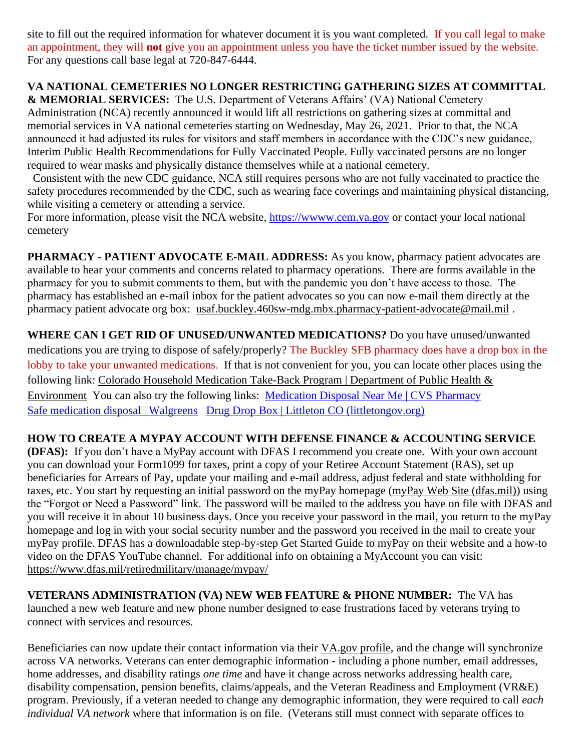site to fill out the required information for whatever document it is you want completed. If you call legal to make an appointment, they will **not** give you an appointment unless you have the ticket number issued by the website. For any questions call base legal at 720-847-6444.

**VA NATIONAL CEMETERIES NO LONGER RESTRICTING GATHERING SIZES AT COMMITTAL & MEMORIAL SERVICES:** The U.S. Department of Veterans Affairs' (VA) National Cemetery Administration (NCA) recently announced it would lift all restrictions on gathering sizes at committal and memorial services in VA national cemeteries starting on Wednesday, May 26, 2021. Prior to that, the NCA announced it had adjusted its rules for visitors and staff members in accordance with the CDC's new guidance, Interim Public Health Recommendations for Fully Vaccinated People. Fully vaccinated persons are no longer required to wear masks and physically distance themselves while at a national cemetery.

Consistent with the new CDC guidance, NCA still requires persons who are not fully vaccinated to practice the safety procedures recommended by the CDC, such as wearing face coverings and maintaining physical distancing, while visiting a cemetery or attending a service.

For more information, please visit the NCA website, https://wwww.cem.va.gov or contact your local national cemetery

**PHARMACY - PATIENT ADVOCATE E-MAIL ADDRESS:** As you know, pharmacy patient advocates are available to hear your comments and concerns related to pharmacy operations. There are forms available in the pharmacy for you to submit comments to them, but with the pandemic you don't have access to those. The pharmacy has established an e-mail inbox for the patient advocates so you can now e-mail them directly at the pharmacy patient advocate org box: usaf.buckley.460sw-mdg.mbx.pharmacy-patient-advocate@mail.mil .

**WHERE CAN I GET RID OF UNUSED/UNWANTED MEDICATIONS?** Do you have unused/unwanted medications you are trying to dispose of safely/properly? The Buckley SFB pharmacy does have a drop box in the lobby to take your unwanted medications. If that is not convenient for you, you can locate other places using the following link: Colorado Household Medication Take-Back Program | Department of Public Health & Environment You can also try the following links: Medication Disposal Near Me | CVS Pharmacy Safe medication disposal | Walgreens Drug Drop Box | Littleton CO (littletongov.org)

**HOW TO CREATE A MYPAY ACCOUNT WITH DEFENSE FINANCE & ACCOUNTING SERVICE (DFAS):** If you don't have a MyPay account with DFAS I recommend you create one. With your own account you can download your Form1099 for taxes, print a copy of your Retiree Account Statement (RAS), set up beneficiaries for Arrears of Pay, update your mailing and e-mail address, adjust federal and state withholding for taxes, etc. You start by requesting an initial password on the myPay homepage (myPay Web Site (dfas.mil)) using the "Forgot or Need a Password" link. The password will be mailed to the address you have on file with DFAS and you will receive it in about 10 business days. Once you receive your password in the mail, you return to the myPay homepage and log in with your social security number and the password you received in the mail to create your myPay profile. DFAS has a downloadable step-by-step Get Started Guide to myPay on their website and a how-to video on the DFAS YouTube channel. For additional info on obtaining a MyAccount you can visit: https://www.dfas.mil/retiredmilitary/manage/mypay/

**VETERANS ADMINISTRATION (VA) NEW WEB FEATURE & PHONE NUMBER:** The VA has launched a new web feature and new phone number designed to ease frustrations faced by veterans trying to connect with services and resources.

Beneficiaries can now update their contact information via their VA.gov profile, and the change will synchronize across VA networks. Veterans can enter demographic information - including a phone number, email addresses, home addresses, and disability ratings *one time* and have it change across networks addressing health care, disability compensation, pension benefits, claims/appeals, and the Veteran Readiness and Employment (VR&E) program. Previously, if a veteran needed to change any demographic information, they were required to call *each individual VA network* where that information is on file. (Veterans still must connect with separate offices to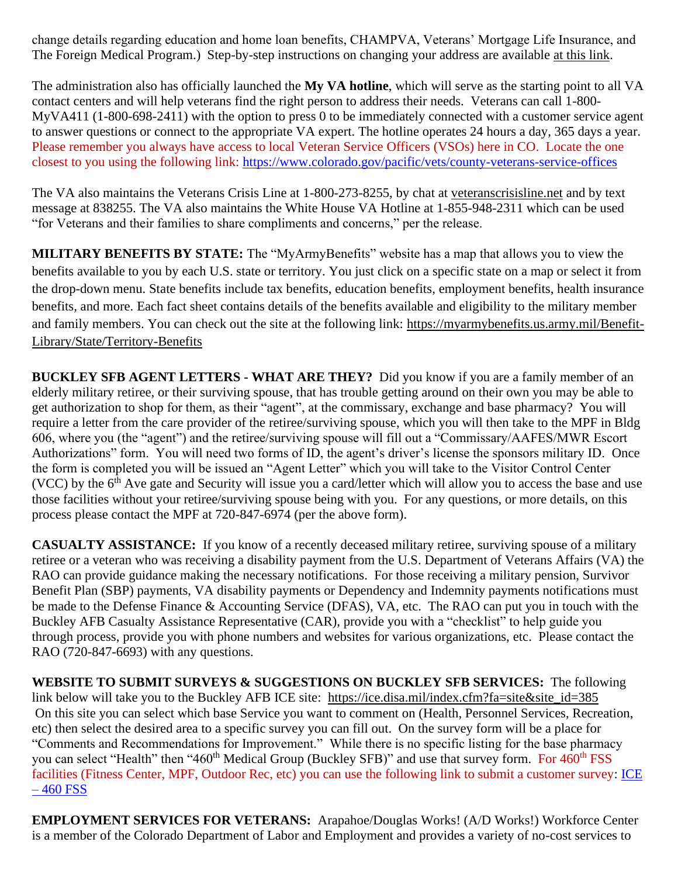change details regarding education and home loan benefits, CHAMPVA, Veterans' Mortgage Life Insurance, and The Foreign Medical Program.) Step-by-step instructions on changing your address are available at this link.

The administration also has officially launched the **My VA hotline**, which will serve as the starting point to all VA contact centers and will help veterans find the right person to address their needs. Veterans can call 1-800-MyVA411 (1-800-698-2411) with the option to press 0 to be immediately connected with a customer service agent to answer questions or connect to the appropriate VA expert. The hotline operates 24 hours a day, 365 days a year. Please remember you always have access to local Veteran Service Officers (VSOs) here in CO. Locate the one closest to you using the following link: https://www.colorado.gov/pacific/vets/county-veterans-service-offices

The VA also maintains the Veterans Crisis Line at 1-800-273-8255, by chat at veteranscrisisline.net and by text message at 838255. The VA also maintains the White House VA Hotline at 1-855-948-2311 which can be used "for Veterans and their families to share compliments and concerns," per the release.

**MILITARY BENEFITS BY STATE:** The "MyArmyBenefits" website has a map that allows you to view the benefits available to you by each U.S. state or territory. You just click on a specific state on a map or select it from the drop-down menu. State benefits include tax benefits, education benefits, employment benefits, health insurance benefits, and more. Each fact sheet contains details of the benefits available and eligibility to the military member and family members. You can check out the site at the following link: https://myarmybenefits.us.army.mil/Benefit-Library/State/Territory-Benefits

**BUCKLEY SFB AGENT LETTERS - WHAT ARE THEY?** Did you know if you are a family member of an elderly military retiree, or their surviving spouse, that has trouble getting around on their own you may be able to get authorization to shop for them, as their "agent", at the commissary, exchange and base pharmacy? You will require a letter from the care provider of the retiree/surviving spouse, which you will then take to the MPF in Bldg 606, where you (the "agent") and the retiree/surviving spouse will fill out a "Commissary/AAFES/MWR Escort Authorizations" form. You will need two forms of ID, the agent's driver's license the sponsors military ID. Once the form is completed you will be issued an "Agent Letter" which you will take to the Visitor Control Center (VCC) by the 6th Ave gate and Security will issue you a card/letter which will allow you to access the base and use those facilities without your retiree/surviving spouse being with you. For any questions, or more details, on this process please contact the MPF at 720-847-6974 (per the above form).

**CASUALTY ASSISTANCE:** If you know of a recently deceased military retiree, surviving spouse of a military retiree or a veteran who was receiving a disability payment from the U.S. Department of Veterans Affairs (VA) the RAO can provide guidance making the necessary notifications. For those receiving a military pension, Survivor Benefit Plan (SBP) payments, VA disability payments or Dependency and Indemnity payments notifications must be made to the Defense Finance & Accounting Service (DFAS), VA, etc. The RAO can put you in touch with the Buckley AFB Casualty Assistance Representative (CAR), provide you with a "checklist" to help guide you through process, provide you with phone numbers and websites for various organizations, etc. Please contact the RAO (720-847-6693) with any questions.

**WEBSITE TO SUBMIT SURVEYS & SUGGESTIONS ON BUCKLEY SFB SERVICES:** The following link below will take you to the Buckley AFB ICE site: https://ice.disa.mil/index.cfm?fa=site&site_id=385 On this site you can select which base Service you want to comment on (Health, Personnel Services, Recreation, etc) then select the desired area to a specific survey you can fill out. On the survey form will be a place for "Comments and Recommendations for Improvement." While there is no specific listing for the base pharmacy you can select "Health" then "460th Medical Group (Buckley SFB)" and use that survey form. For 460th FSS facilities (Fitness Center, MPF, Outdoor Rec, etc) you can use the following link to submit a customer survey: ICE – 460 FSS

**EMPLOYMENT SERVICES FOR VETERANS:** Arapahoe/Douglas Works! (A/D Works!) Workforce Center is a member of the Colorado Department of Labor and Employment and provides a variety of no-cost services to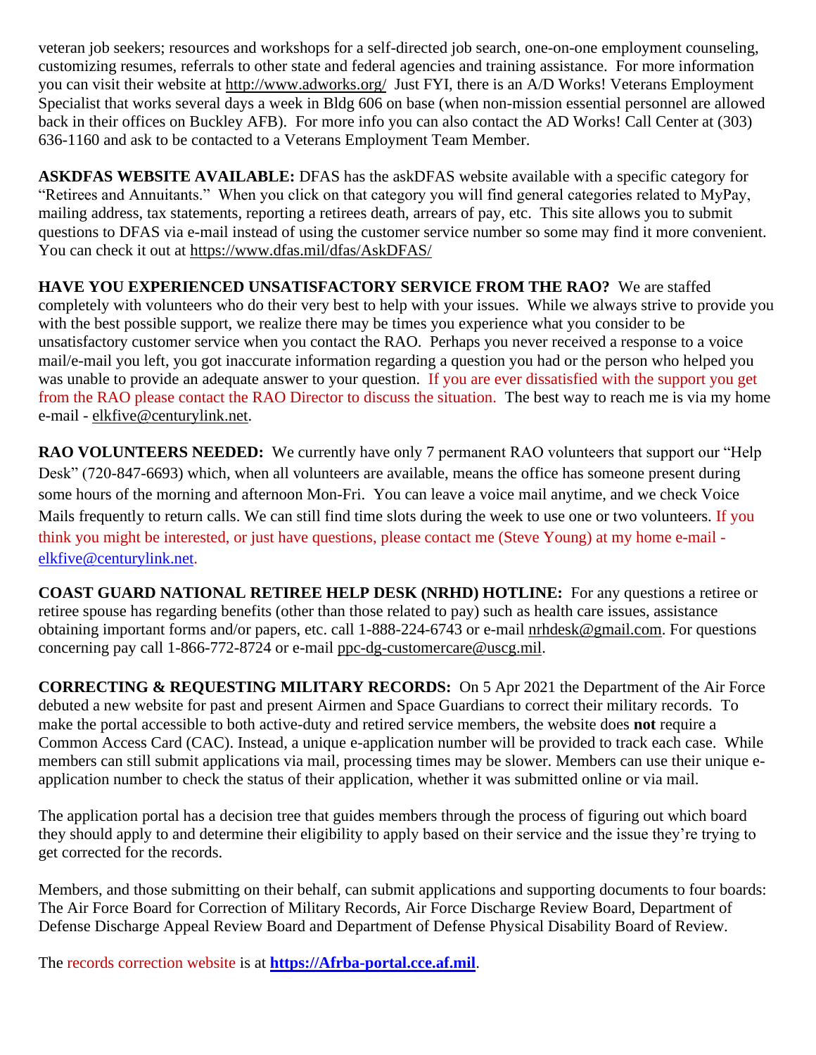veteran job seekers; resources and workshops for a self-directed job search, one-on-one employment counseling, customizing resumes, referrals to other state and federal agencies and training assistance.  For more information you can visit their website at http://www.adworks.org/  Just FYI, there is an A/D Works! Veterans Employment Specialist that works several days a week in Bldg 606 on base (when non-mission essential personnel are allowed back in their offices on Buckley AFB).  For more info you can also contact the AD Works! Call Center at (303) 636-1160 and ask to be contacted to a Veterans Employment Team Member.

**ASKDFAS WEBSITE AVAILABLE:** DFAS has the askDFAS website available with a specific category for "Retirees and Annuitants."  When you click on that category you will find general categories related to MyPay, mailing address, tax statements, reporting a retirees death, arrears of pay, etc.  This site allows you to submit questions to DFAS via e-mail instead of using the customer service number so some may find it more convenient.  You can check it out at https://www.dfas.mil/dfas/AskDFAS/

**HAVE YOU EXPERIENCED UNSATISFACTORY SERVICE FROM THE RAO?** We are staffed completely with volunteers who do their very best to help with your issues.  While we always strive to provide you with the best possible support, we realize there may be times you experience what you consider to be unsatisfactory customer service when you contact the RAO.  Perhaps you never received a response to a voice mail/e-mail you left, you got inaccurate information regarding a question you had or the person who helped you was unable to provide an adequate answer to your question.  If you are ever dissatisfied with the support you get from the RAO please contact the RAO Director to discuss the situation.  The best way to reach me is via my home e-mail - elkfive@centurylink.net.

**RAO VOLUNTEERS NEEDED:** We currently have only 7 permanent RAO volunteers that support our "Help Desk" (720-847-6693) which, when all volunteers are available, means the office has someone present during some hours of the morning and afternoon Mon-Fri.  You can leave a voice mail anytime, and we check Voice Mails frequently to return calls. We can still find time slots during the week to use one or two volunteers. If you think you might be interested, or just have questions, please contact me (Steve Young) at my home e-mail - elkfive@centurylink.net.

**COAST GUARD NATIONAL RETIREE HELP DESK (NRHD) HOTLINE:** For any questions a retiree or retiree spouse has regarding benefits (other than those related to pay) such as health care issues, assistance obtaining important forms and/or papers, etc. call 1-888-224-6743 or e-mail nrhdesk@gmail.com. For questions concerning pay call 1-866-772-8724 or e-mail ppc-dg-customercare@uscg.mil.

**CORRECTING & REQUESTING MILITARY RECORDS:** On 5 Apr 2021 the Department of the Air Force debuted a new website for past and present Airmen and Space Guardians to correct their military records.  To make the portal accessible to both active-duty and retired service members, the website does **not** require a Common Access Card (CAC). Instead, a unique e-application number will be provided to track each case.  While members can still submit applications via mail, processing times may be slower. Members can use their unique e-application number to check the status of their application, whether it was submitted online or via mail.

The application portal has a decision tree that guides members through the process of figuring out which board they should apply to and determine their eligibility to apply based on their service and the issue they're trying to get corrected for the records.

Members, and those submitting on their behalf, can submit applications and supporting documents to four boards: The Air Force Board for Correction of Military Records, Air Force Discharge Review Board, Department of Defense Discharge Appeal Review Board and Department of Defense Physical Disability Board of Review.

The records correction website is at **https://Afrba-portal.cce.af.mil**.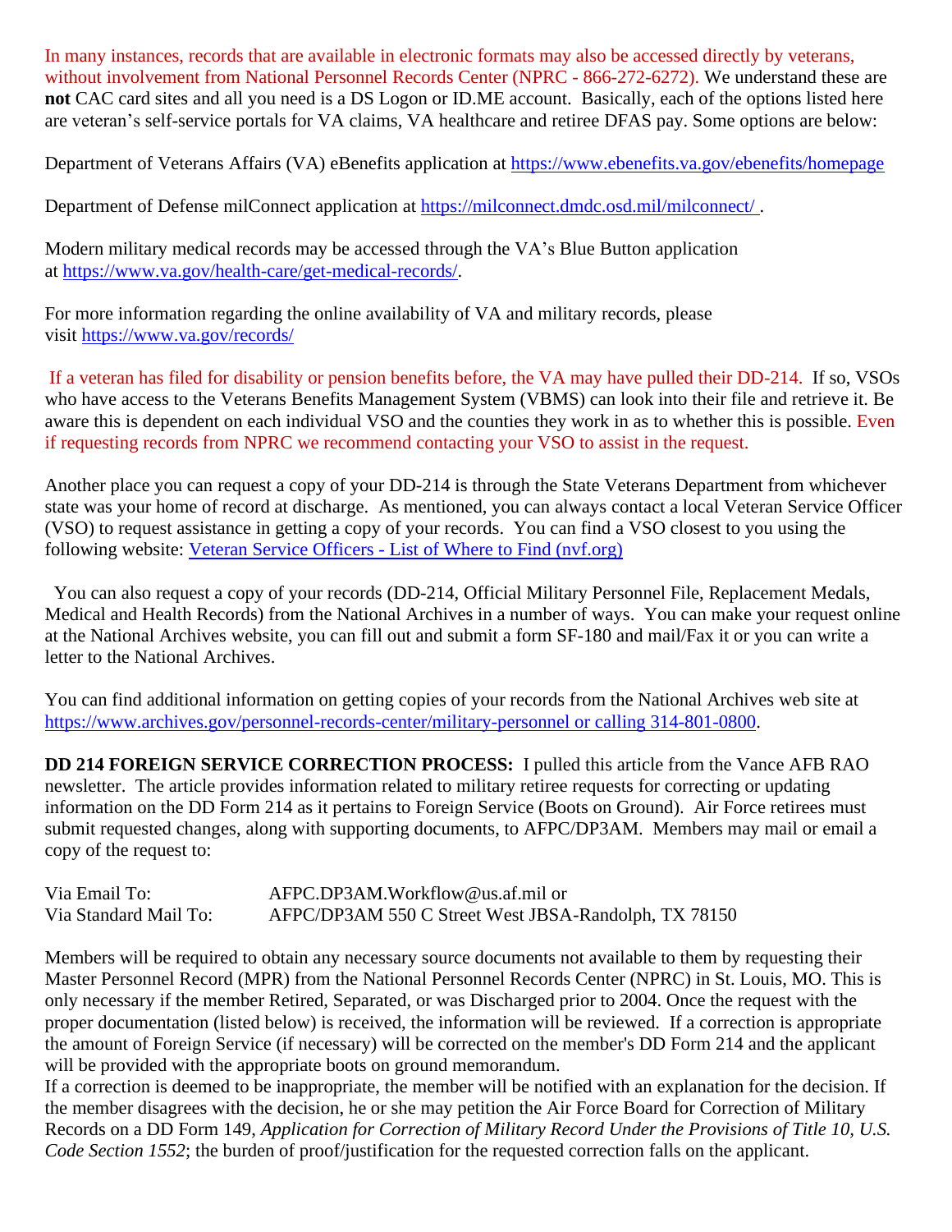In many instances, records that are available in electronic formats may also be accessed directly by veterans, without involvement from National Personnel Records Center (NPRC - 866-272-6272). We understand these are **not** CAC card sites and all you need is a DS Logon or ID.ME account. Basically, each of the options listed here are veteran's self-service portals for VA claims, VA healthcare and retiree DFAS pay. Some options are below:

Department of Veterans Affairs (VA) eBenefits application at [https://www.ebenefits.va.gov/ebenefits/homepage](https://www.ebenefits.va.gov/ebenefits/homepage)

Department of Defense milConnect application at [https://milconnect.dmdc.osd.mil/milconnect/](https://milconnect.dmdc.osd.mil/milconnect/).

Modern military medical records may be accessed through the VA's Blue Button application at [https://www.va.gov/health-care/get-medical-records/](https://www.va.gov/health-care/get-medical-records/).

For more information regarding the online availability of VA and military records, please visit [https://www.va.gov/records/](https://www.va.gov/records/)

If a veteran has filed for disability or pension benefits before, the VA may have pulled their DD-214. If so, VSOs who have access to the Veterans Benefits Management System (VBMS) can look into their file and retrieve it. Be aware this is dependent on each individual VSO and the counties they work in as to whether this is possible. Even if requesting records from NPRC we recommend contacting your VSO to assist in the request.

Another place you can request a copy of your DD-214 is through the State Veterans Department from whichever state was your home of record at discharge. As mentioned, you can always contact a local Veteran Service Officer (VSO) to request assistance in getting a copy of your records. You can find a VSO closest to you using the following website: [Veteran Service Officers - List of Where to Find (nvf.org)]()

You can also request a copy of your records (DD-214, Official Military Personnel File, Replacement Medals, Medical and Health Records) from the National Archives in a number of ways. You can make your request online at the National Archives website, you can fill out and submit a form SF-180 and mail/Fax it or you can write a letter to the National Archives.

You can find additional information on getting copies of your records from the National Archives web site at [https://www.archives.gov/personnel-records-center/military-personnel or calling 314-801-0800](https://www.archives.gov/personnel-records-center/military-personnel).

**DD 214 FOREIGN SERVICE CORRECTION PROCESS:** I pulled this article from the Vance AFB RAO newsletter. The article provides information related to military retiree requests for correcting or updating information on the DD Form 214 as it pertains to Foreign Service (Boots on Ground). Air Force retirees must submit requested changes, along with supporting documents, to AFPC/DP3AM. Members may mail or email a copy of the request to:

Via Email To: AFPC.DP3AM.Workflow@us.af.mil or
Via Standard Mail To: AFPC/DP3AM 550 C Street West JBSA-Randolph, TX 78150

Members will be required to obtain any necessary source documents not available to them by requesting their Master Personnel Record (MPR) from the National Personnel Records Center (NPRC) in St. Louis, MO. This is only necessary if the member Retired, Separated, or was Discharged prior to 2004. Once the request with the proper documentation (listed below) is received, the information will be reviewed. If a correction is appropriate the amount of Foreign Service (if necessary) will be corrected on the member's DD Form 214 and the applicant will be provided with the appropriate boots on ground memorandum.
If a correction is deemed to be inappropriate, the member will be notified with an explanation for the decision. If the member disagrees with the decision, he or she may petition the Air Force Board for Correction of Military Records on a DD Form 149, *Application for Correction of Military Record Under the Provisions of Title 10, U.S. Code Section 1552*; the burden of proof/justification for the requested correction falls on the applicant.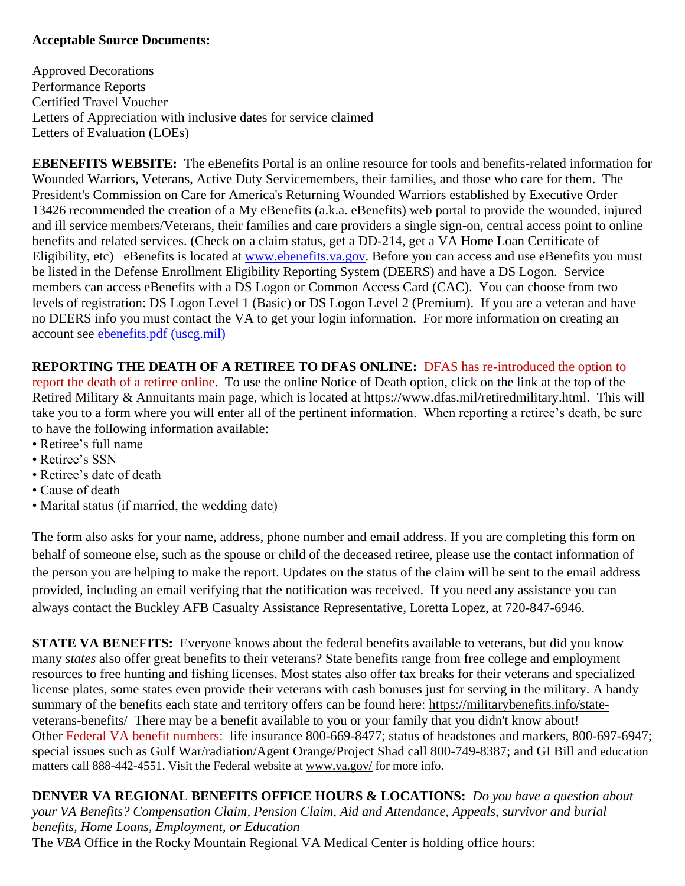**Acceptable Source Documents:**

Approved Decorations
Performance Reports
Certified Travel Voucher
Letters of Appreciation with inclusive dates for service claimed
Letters of Evaluation (LOEs)

**EBENEFITS WEBSITE:** The eBenefits Portal is an online resource for tools and benefits-related information for Wounded Warriors, Veterans, Active Duty Servicemembers, their families, and those who care for them. The President's Commission on Care for America's Returning Wounded Warriors established by Executive Order 13426 recommended the creation of a My eBenefits (a.k.a. eBenefits) web portal to provide the wounded, injured and ill service members/Veterans, their families and care providers a single sign-on, central access point to online benefits and related services. (Check on a claim status, get a DD-214, get a VA Home Loan Certificate of Eligibility, etc) eBenefits is located at [www.ebenefits.va.gov](www.ebenefits.va.gov). Before you can access and use eBenefits you must be listed in the Defense Enrollment Eligibility Reporting System (DEERS) and have a DS Logon. Service members can access eBenefits with a DS Logon or Common Access Card (CAC). You can choose from two levels of registration: DS Logon Level 1 (Basic) or DS Logon Level 2 (Premium). If you are a veteran and have no DEERS info you must contact the VA to get your login information. For more information on creating an account see ebenefits.pdf (uscg.mil)

**REPORTING THE DEATH OF A RETIREE TO DFAS ONLINE:** DFAS has re-introduced the option to report the death of a retiree online. To use the online Notice of Death option, click on the link at the top of the Retired Military & Annuitants main page, which is located at https://www.dfas.mil/retiredmilitary.html. This will take you to a form where you will enter all of the pertinent information. When reporting a retiree's death, be sure to have the following information available:

- Retiree's full name
- Retiree's SSN
- Retiree's date of death
- Cause of death
- Marital status (if married, the wedding date)

The form also asks for your name, address, phone number and email address. If you are completing this form on behalf of someone else, such as the spouse or child of the deceased retiree, please use the contact information of the person you are helping to make the report. Updates on the status of the claim will be sent to the email address provided, including an email verifying that the notification was received. If you need any assistance you can always contact the Buckley AFB Casualty Assistance Representative, Loretta Lopez, at 720-847-6946.

**STATE VA BENEFITS:** Everyone knows about the federal benefits available to veterans, but did you know many *states* also offer great benefits to their veterans? State benefits range from free college and employment resources to free hunting and fishing licenses. Most states also offer tax breaks for their veterans and specialized license plates, some states even provide their veterans with cash bonuses just for serving in the military. A handy summary of the benefits each state and territory offers can be found here: https://militarybenefits.info/state-veterans-benefits/ There may be a benefit available to you or your family that you didn't know about! Other Federal VA benefit numbers: life insurance 800-669-8477; status of headstones and markers, 800-697-6947; special issues such as Gulf War/radiation/Agent Orange/Project Shad call 800-749-8387; and GI Bill and education matters call 888-442-4551. Visit the Federal website at www.va.gov/ for more info.

**DENVER VA REGIONAL BENEFITS OFFICE HOURS & LOCATIONS:** *Do you have a question about your VA Benefits? Compensation Claim, Pension Claim, Aid and Attendance, Appeals, survivor and burial benefits, Home Loans, Employment, or Education*
The *VBA* Office in the Rocky Mountain Regional VA Medical Center is holding office hours: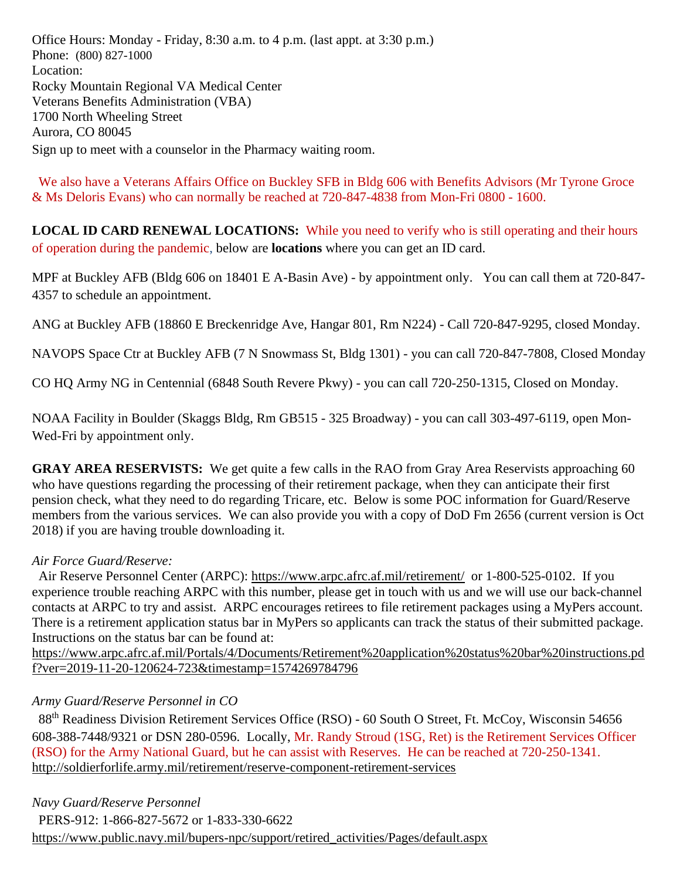Office Hours: Monday - Friday, 8:30 a.m. to 4 p.m. (last appt. at 3:30 p.m.)
Phone: (800) 827-1000
Location:
Rocky Mountain Regional VA Medical Center
Veterans Benefits Administration (VBA)
1700 North Wheeling Street
Aurora, CO 80045
Sign up to meet with a counselor in the Pharmacy waiting room.

We also have a Veterans Affairs Office on Buckley SFB in Bldg 606 with Benefits Advisors (Mr Tyrone Groce & Ms Deloris Evans) who can normally be reached at 720-847-4838 from Mon-Fri 0800 - 1600.

**LOCAL ID CARD RENEWAL LOCATIONS:** While you need to verify who is still operating and their hours of operation during the pandemic, below are **locations** where you can get an ID card.

MPF at Buckley AFB (Bldg 606 on 18401 E A-Basin Ave) - by appointment only. You can call them at 720-847-4357 to schedule an appointment.

ANG at Buckley AFB (18860 E Breckenridge Ave, Hangar 801, Rm N224) - Call 720-847-9295, closed Monday.

NAVOPS Space Ctr at Buckley AFB (7 N Snowmass St, Bldg 1301) - you can call 720-847-7808, Closed Monday

CO HQ Army NG in Centennial (6848 South Revere Pkwy) - you can call 720-250-1315, Closed on Monday.

NOAA Facility in Boulder (Skaggs Bldg, Rm GB515 - 325 Broadway) - you can call 303-497-6119, open Mon-Wed-Fri by appointment only.

**GRAY AREA RESERVISTS:** We get quite a few calls in the RAO from Gray Area Reservists approaching 60 who have questions regarding the processing of their retirement package, when they can anticipate their first pension check, what they need to do regarding Tricare, etc. Below is some POC information for Guard/Reserve members from the various services. We can also provide you with a copy of DoD Fm 2656 (current version is Oct 2018) if you are having trouble downloading it.

*Air Force Guard/Reserve:*

Air Reserve Personnel Center (ARPC): https://www.arpc.afrc.af.mil/retirement/ or 1-800-525-0102. If you experience trouble reaching ARPC with this number, please get in touch with us and we will use our back-channel contacts at ARPC to try and assist. ARPC encourages retirees to file retirement packages using a MyPers account. There is a retirement application status bar in MyPers so applicants can track the status of their submitted package. Instructions on the status bar can be found at:
https://www.arpc.afrc.af.mil/Portals/4/Documents/Retirement%20application%20status%20bar%20instructions.pdf?ver=2019-11-20-120624-723&timestamp=1574269784796

*Army Guard/Reserve Personnel in CO*

88th Readiness Division Retirement Services Office (RSO) - 60 South O Street, Ft. McCoy, Wisconsin 54656 608-388-7448/9321 or DSN 280-0596. Locally, Mr. Randy Stroud (1SG, Ret) is the Retirement Services Officer (RSO) for the Army National Guard, but he can assist with Reserves. He can be reached at 720-250-1341.
http://soldierforlife.army.mil/retirement/reserve-component-retirement-services

*Navy Guard/Reserve Personnel*

PERS-912: 1-866-827-5672 or 1-833-330-6622
https://www.public.navy.mil/bupers-npc/support/retired_activities/Pages/default.aspx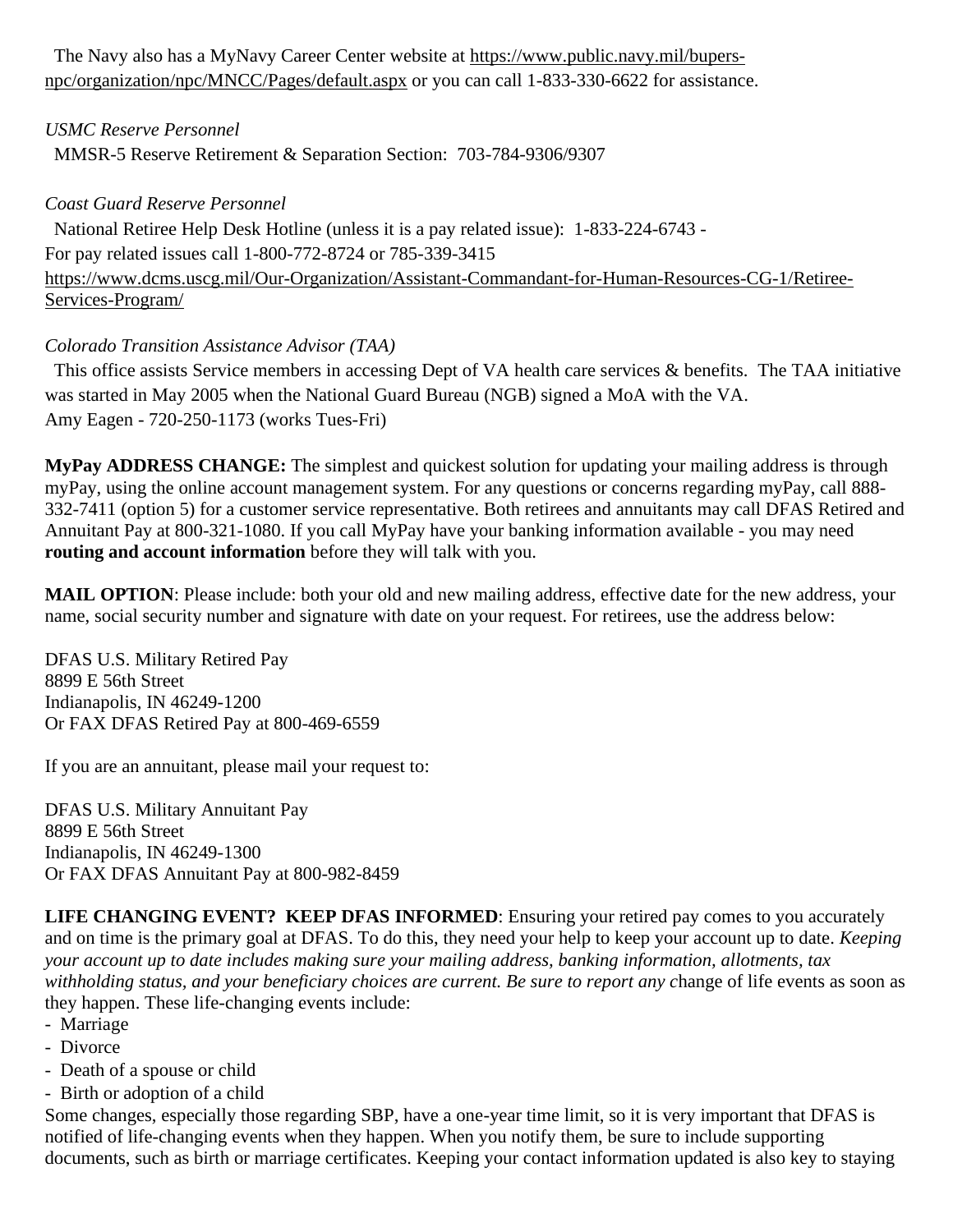The Navy also has a MyNavy Career Center website at https://www.public.navy.mil/bupers-npc/organization/npc/MNCC/Pages/default.aspx or you can call 1-833-330-6622 for assistance.

*USMC Reserve Personnel*

MMSR-5 Reserve Retirement & Separation Section: 703-784-9306/9307

*Coast Guard Reserve Personnel*

National Retiree Help Desk Hotline (unless it is a pay related issue): 1-833-224-6743 -
For pay related issues call 1-800-772-8724 or 785-339-3415
https://www.dcms.uscg.mil/Our-Organization/Assistant-Commandant-for-Human-Resources-CG-1/Retiree-Services-Program/

*Colorado Transition Assistance Advisor (TAA)*

This office assists Service members in accessing Dept of VA health care services & benefits. The TAA initiative was started in May 2005 when the National Guard Bureau (NGB) signed a MoA with the VA.
Amy Eagen - 720-250-1173 (works Tues-Fri)

**MyPay ADDRESS CHANGE:** The simplest and quickest solution for updating your mailing address is through myPay, using the online account management system. For any questions or concerns regarding myPay, call 888-332-7411 (option 5) for a customer service representative. Both retirees and annuitants may call DFAS Retired and Annuitant Pay at 800-321-1080. If you call MyPay have your banking information available - you may need **routing and account information** before they will talk with you.

**MAIL OPTION**: Please include: both your old and new mailing address, effective date for the new address, your name, social security number and signature with date on your request. For retirees, use the address below:

DFAS U.S. Military Retired Pay
8899 E 56th Street
Indianapolis, IN 46249-1200
Or FAX DFAS Retired Pay at 800-469-6559

If you are an annuitant, please mail your request to:

DFAS U.S. Military Annuitant Pay
8899 E 56th Street
Indianapolis, IN 46249-1300
Or FAX DFAS Annuitant Pay at 800-982-8459

**LIFE CHANGING EVENT? KEEP DFAS INFORMED**: Ensuring your retired pay comes to you accurately and on time is the primary goal at DFAS. To do this, they need your help to keep your account up to date. *Keeping your account up to date includes making sure your mailing address, banking information, allotments, tax withholding status, and your beneficiary choices are current. Be sure to report any c*hange of life events as soon as they happen. These life-changing events include:

- Marriage
- Divorce
- Death of a spouse or child
- Birth or adoption of a child

Some changes, especially those regarding SBP, have a one-year time limit, so it is very important that DFAS is notified of life-changing events when they happen. When you notify them, be sure to include supporting documents, such as birth or marriage certificates. Keeping your contact information updated is also key to staying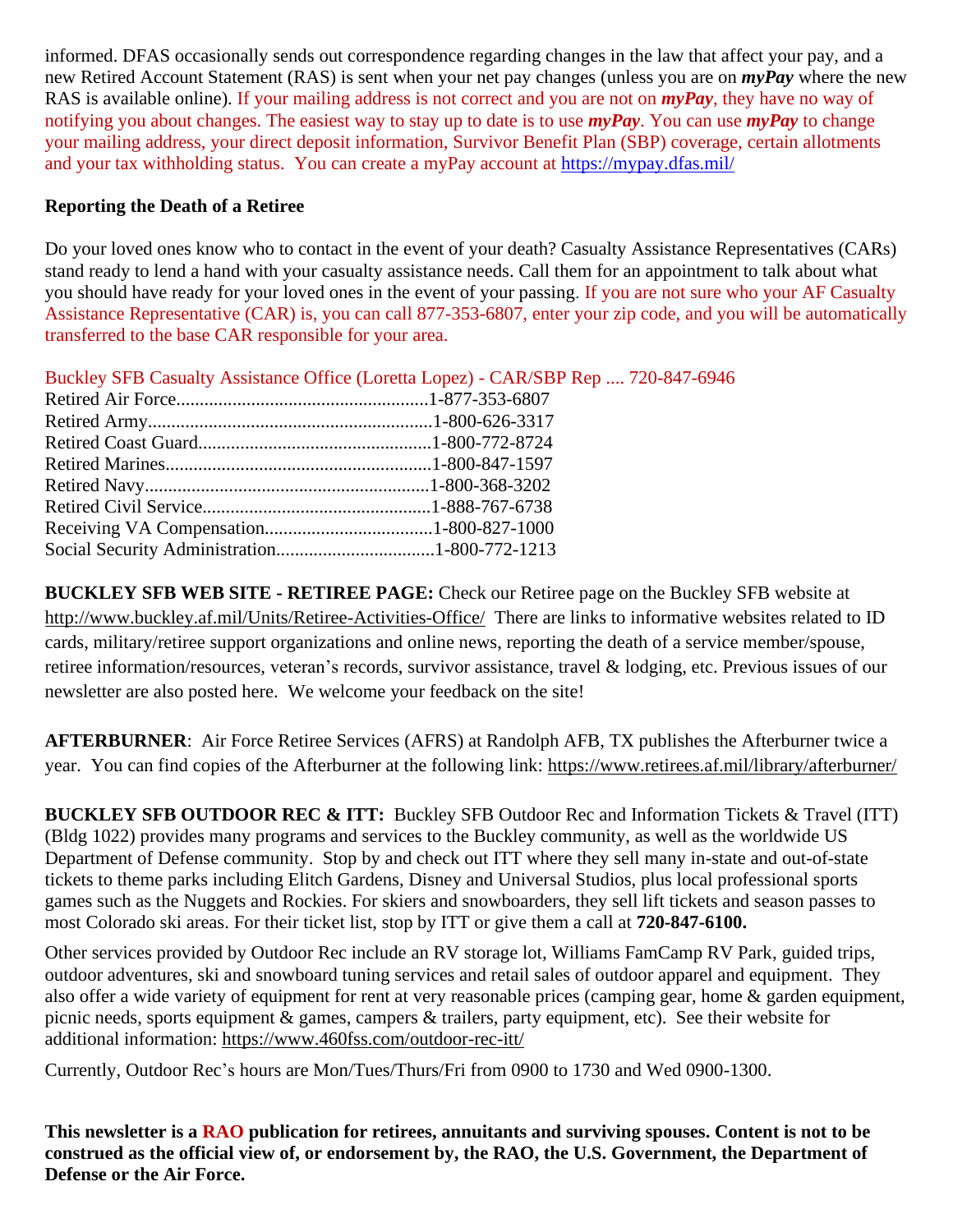informed. DFAS occasionally sends out correspondence regarding changes in the law that affect your pay, and a new Retired Account Statement (RAS) is sent when your net pay changes (unless you are on ***myPay*** where the new RAS is available online). If your mailing address is not correct and you are not on ***myPay***, they have no way of notifying you about changes. The easiest way to stay up to date is to use ***myPay***. You can use ***myPay*** to change your mailing address, your direct deposit information, Survivor Benefit Plan (SBP) coverage, certain allotments and your tax withholding status. You can create a myPay account at https://mypay.dfas.mil/

**Reporting the Death of a Retiree**

Do your loved ones know who to contact in the event of your death? Casualty Assistance Representatives (CARs) stand ready to lend a hand with your casualty assistance needs. Call them for an appointment to talk about what you should have ready for your loved ones in the event of your passing. If you are not sure who your AF Casualty Assistance Representative (CAR) is, you can call 877-353-6807, enter your zip code, and you will be automatically transferred to the base CAR responsible for your area.

Buckley SFB Casualty Assistance Office (Loretta Lopez) - CAR/SBP Rep .... 720-847-6946
Retired Air Force......................................................1-877-353-6807
Retired Army.............................................................1-800-626-3317
Retired Coast Guard..................................................1-800-772-8724
Retired Marines.........................................................1-800-847-1597
Retired Navy.............................................................1-800-368-3202
Retired Civil Service.................................................1-888-767-6738
Receiving VA Compensation....................................1-800-827-1000
Social Security Administration..................................1-800-772-1213

**BUCKLEY SFB WEB SITE - RETIREE PAGE:** Check our Retiree page on the Buckley SFB website at http://www.buckley.af.mil/Units/Retiree-Activities-Office/ There are links to informative websites related to ID cards, military/retiree support organizations and online news, reporting the death of a service member/spouse, retiree information/resources, veteran's records, survivor assistance, travel & lodging, etc. Previous issues of our newsletter are also posted here. We welcome your feedback on the site!

**AFTERBURNER**: Air Force Retiree Services (AFRS) at Randolph AFB, TX publishes the Afterburner twice a year. You can find copies of the Afterburner at the following link: https://www.retirees.af.mil/library/afterburner/

**BUCKLEY SFB OUTDOOR REC & ITT:** Buckley SFB Outdoor Rec and Information Tickets & Travel (ITT) (Bldg 1022) provides many programs and services to the Buckley community, as well as the worldwide US Department of Defense community. Stop by and check out ITT where they sell many in-state and out-of-state tickets to theme parks including Elitch Gardens, Disney and Universal Studios, plus local professional sports games such as the Nuggets and Rockies. For skiers and snowboarders, they sell lift tickets and season passes to most Colorado ski areas. For their ticket list, stop by ITT or give them a call at **720-847-6100.**

Other services provided by Outdoor Rec include an RV storage lot, Williams FamCamp RV Park, guided trips, outdoor adventures, ski and snowboard tuning services and retail sales of outdoor apparel and equipment. They also offer a wide variety of equipment for rent at very reasonable prices (camping gear, home & garden equipment, picnic needs, sports equipment & games, campers & trailers, party equipment, etc). See their website for additional information: https://www.460fss.com/outdoor-rec-itt/

Currently, Outdoor Rec's hours are Mon/Tues/Thurs/Fri from 0900 to 1730 and Wed 0900-1300.

**This newsletter is a RAO publication for retirees, annuitants and surviving spouses. Content is not to be construed as the official view of, or endorsement by, the RAO, the U.S. Government, the Department of Defense or the Air Force.**